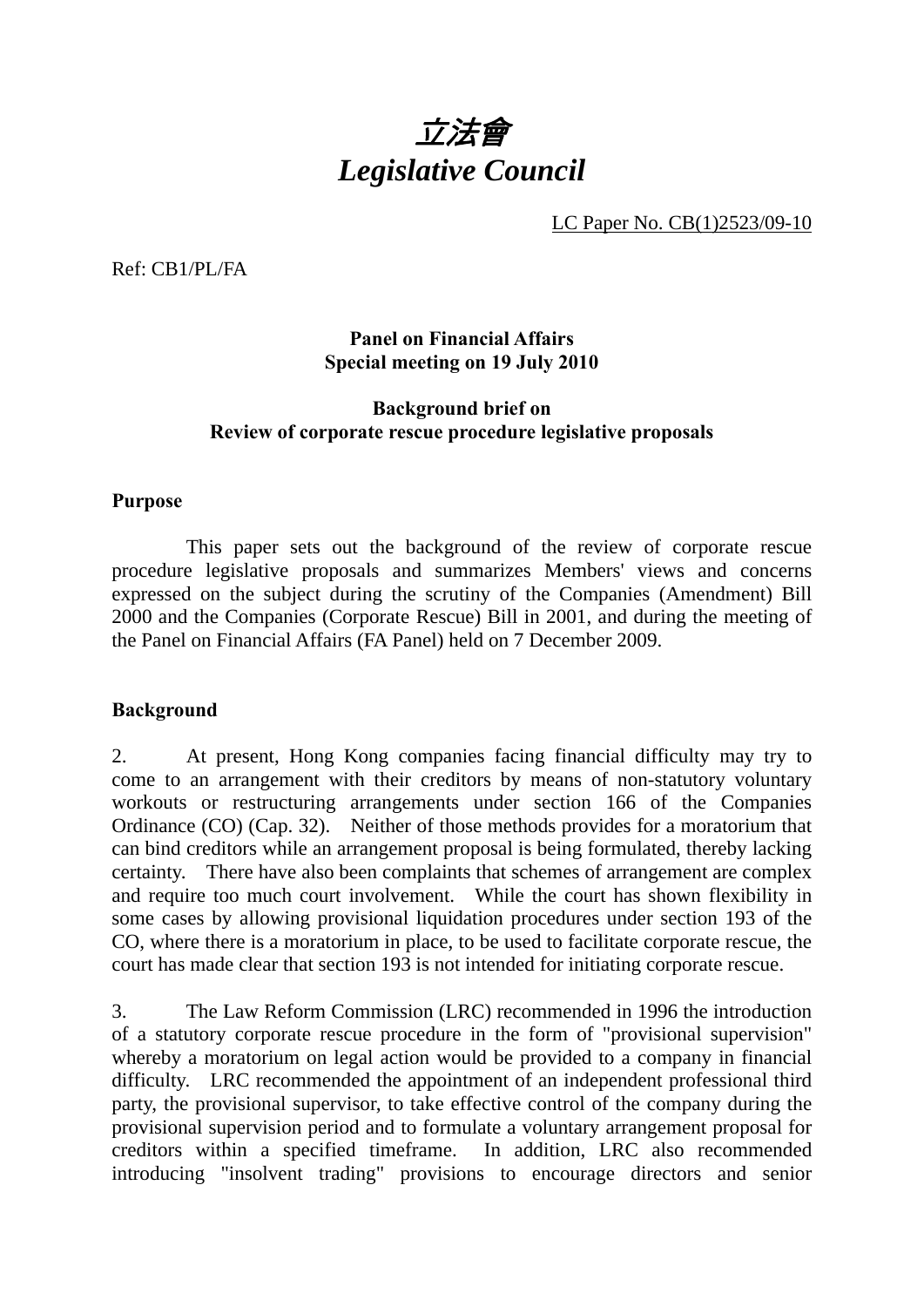# *立法會*
# *Legislative Council*

LC Paper No. CB(1)2523/09-10

Ref: CB1/PL/FA

**Panel on Financial Affairs**
**Special meeting on 19 July 2010**

**Background brief on**
**Review of corporate rescue procedure legislative proposals**

## Purpose

This paper sets out the background of the review of corporate rescue procedure legislative proposals and summarizes Members' views and concerns expressed on the subject during the scrutiny of the Companies (Amendment) Bill 2000 and the Companies (Corporate Rescue) Bill in 2001, and during the meeting of the Panel on Financial Affairs (FA Panel) held on 7 December 2009.

## Background

2. At present, Hong Kong companies facing financial difficulty may try to come to an arrangement with their creditors by means of non-statutory voluntary workouts or restructuring arrangements under section 166 of the Companies Ordinance (CO) (Cap. 32). Neither of those methods provides for a moratorium that can bind creditors while an arrangement proposal is being formulated, thereby lacking certainty. There have also been complaints that schemes of arrangement are complex and require too much court involvement. While the court has shown flexibility in some cases by allowing provisional liquidation procedures under section 193 of the CO, where there is a moratorium in place, to be used to facilitate corporate rescue, the court has made clear that section 193 is not intended for initiating corporate rescue.

3. The Law Reform Commission (LRC) recommended in 1996 the introduction of a statutory corporate rescue procedure in the form of "provisional supervision" whereby a moratorium on legal action would be provided to a company in financial difficulty. LRC recommended the appointment of an independent professional third party, the provisional supervisor, to take effective control of the company during the provisional supervision period and to formulate a voluntary arrangement proposal for creditors within a specified timeframe. In addition, LRC also recommended introducing "insolvent trading" provisions to encourage directors and senior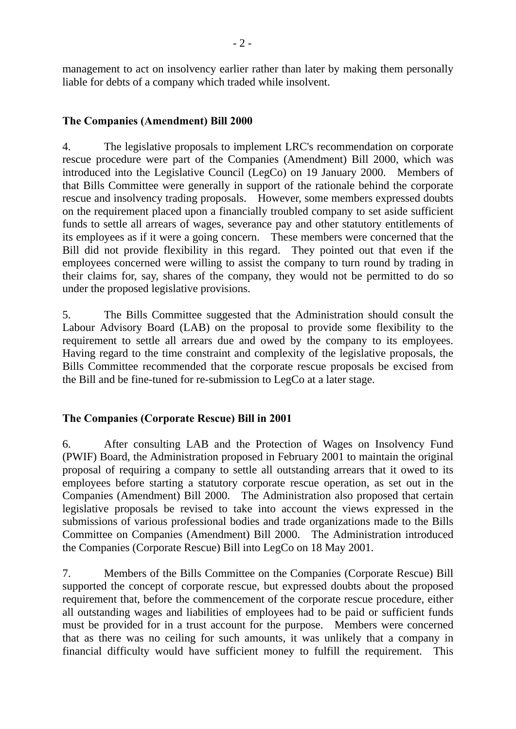management to act on insolvency earlier rather than later by making them personally liable for debts of a company which traded while insolvent.

**The Companies (Amendment) Bill 2000**

4. The legislative proposals to implement LRC's recommendation on corporate rescue procedure were part of the Companies (Amendment) Bill 2000, which was introduced into the Legislative Council (LegCo) on 19 January 2000. Members of that Bills Committee were generally in support of the rationale behind the corporate rescue and insolvency trading proposals. However, some members expressed doubts on the requirement placed upon a financially troubled company to set aside sufficient funds to settle all arrears of wages, severance pay and other statutory entitlements of its employees as if it were a going concern. These members were concerned that the Bill did not provide flexibility in this regard. They pointed out that even if the employees concerned were willing to assist the company to turn round by trading in their claims for, say, shares of the company, they would not be permitted to do so under the proposed legislative provisions.

5. The Bills Committee suggested that the Administration should consult the Labour Advisory Board (LAB) on the proposal to provide some flexibility to the requirement to settle all arrears due and owed by the company to its employees. Having regard to the time constraint and complexity of the legislative proposals, the Bills Committee recommended that the corporate rescue proposals be excised from the Bill and be fine-tuned for re-submission to LegCo at a later stage.

**The Companies (Corporate Rescue) Bill in 2001**

6. After consulting LAB and the Protection of Wages on Insolvency Fund (PWIF) Board, the Administration proposed in February 2001 to maintain the original proposal of requiring a company to settle all outstanding arrears that it owed to its employees before starting a statutory corporate rescue operation, as set out in the Companies (Amendment) Bill 2000. The Administration also proposed that certain legislative proposals be revised to take into account the views expressed in the submissions of various professional bodies and trade organizations made to the Bills Committee on Companies (Amendment) Bill 2000. The Administration introduced the Companies (Corporate Rescue) Bill into LegCo on 18 May 2001.

7. Members of the Bills Committee on the Companies (Corporate Rescue) Bill supported the concept of corporate rescue, but expressed doubts about the proposed requirement that, before the commencement of the corporate rescue procedure, either all outstanding wages and liabilities of employees had to be paid or sufficient funds must be provided for in a trust account for the purpose. Members were concerned that as there was no ceiling for such amounts, it was unlikely that a company in financial difficulty would have sufficient money to fulfill the requirement. This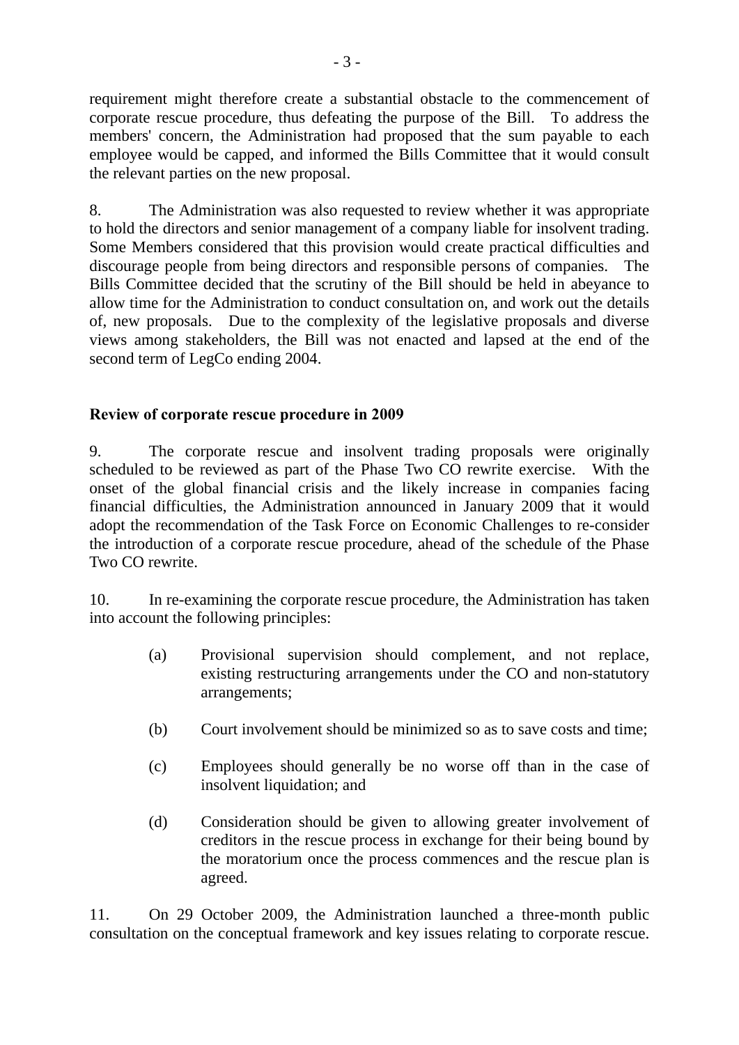requirement might therefore create a substantial obstacle to the commencement of corporate rescue procedure, thus defeating the purpose of the Bill. To address the members' concern, the Administration had proposed that the sum payable to each employee would be capped, and informed the Bills Committee that it would consult the relevant parties on the new proposal.

8. The Administration was also requested to review whether it was appropriate to hold the directors and senior management of a company liable for insolvent trading. Some Members considered that this provision would create practical difficulties and discourage people from being directors and responsible persons of companies. The Bills Committee decided that the scrutiny of the Bill should be held in abeyance to allow time for the Administration to conduct consultation on, and work out the details of, new proposals. Due to the complexity of the legislative proposals and diverse views among stakeholders, the Bill was not enacted and lapsed at the end of the second term of LegCo ending 2004.

**Review of corporate rescue procedure in 2009**

9. The corporate rescue and insolvent trading proposals were originally scheduled to be reviewed as part of the Phase Two CO rewrite exercise. With the onset of the global financial crisis and the likely increase in companies facing financial difficulties, the Administration announced in January 2009 that it would adopt the recommendation of the Task Force on Economic Challenges to re-consider the introduction of a corporate rescue procedure, ahead of the schedule of the Phase Two CO rewrite.

10. In re-examining the corporate rescue procedure, the Administration has taken into account the following principles:

(a) Provisional supervision should complement, and not replace, existing restructuring arrangements under the CO and non-statutory arrangements;

(b) Court involvement should be minimized so as to save costs and time;

(c) Employees should generally be no worse off than in the case of insolvent liquidation; and

(d) Consideration should be given to allowing greater involvement of creditors in the rescue process in exchange for their being bound by the moratorium once the process commences and the rescue plan is agreed.

11. On 29 October 2009, the Administration launched a three-month public consultation on the conceptual framework and key issues relating to corporate rescue.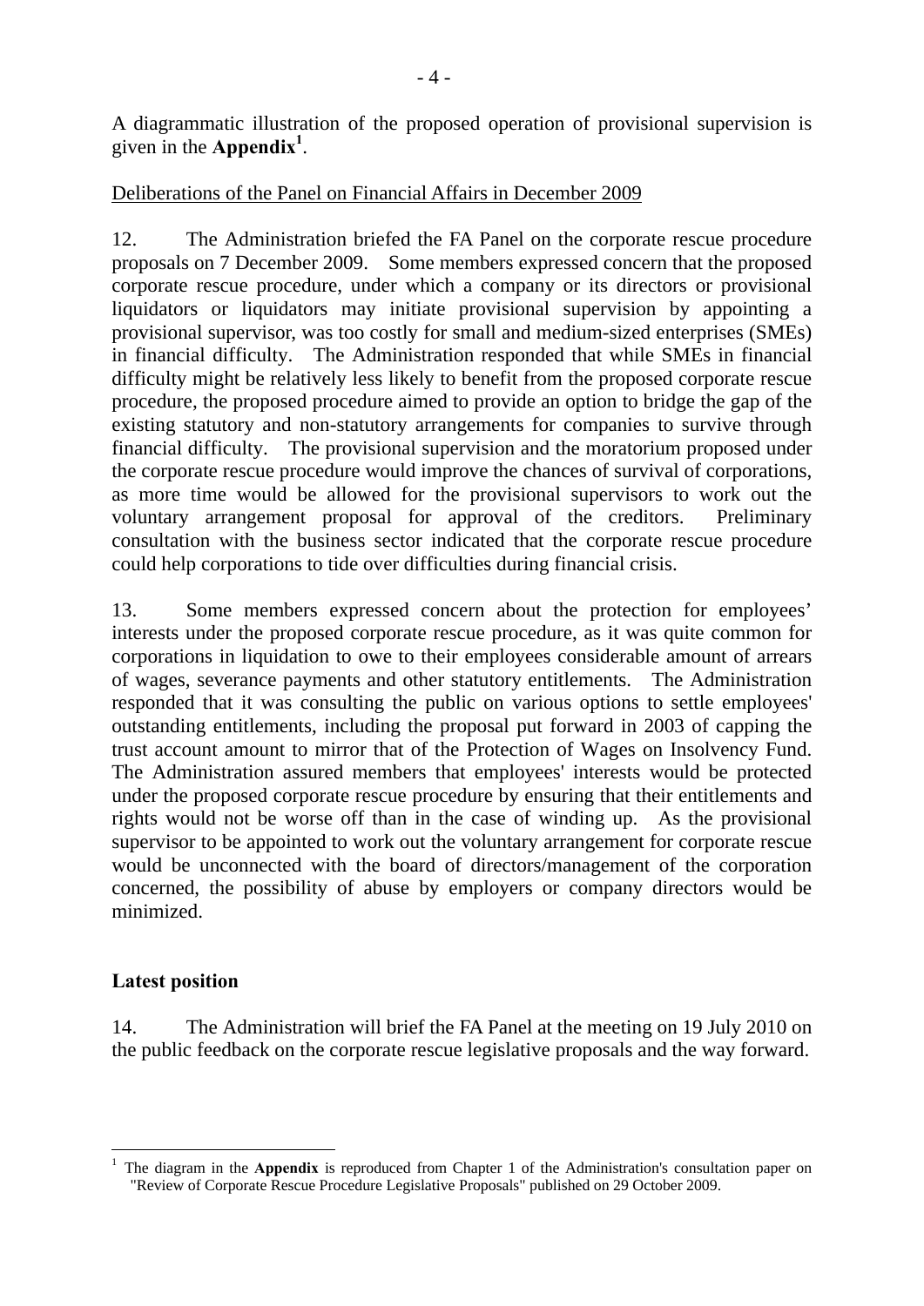A diagrammatic illustration of the proposed operation of provisional supervision is given in the **Appendix**[1].

Deliberations of the Panel on Financial Affairs in December 2009

12. The Administration briefed the FA Panel on the corporate rescue procedure proposals on 7 December 2009. Some members expressed concern that the proposed corporate rescue procedure, under which a company or its directors or provisional liquidators or liquidators may initiate provisional supervision by appointing a provisional supervisor, was too costly for small and medium-sized enterprises (SMEs) in financial difficulty. The Administration responded that while SMEs in financial difficulty might be relatively less likely to benefit from the proposed corporate rescue procedure, the proposed procedure aimed to provide an option to bridge the gap of the existing statutory and non-statutory arrangements for companies to survive through financial difficulty. The provisional supervision and the moratorium proposed under the corporate rescue procedure would improve the chances of survival of corporations, as more time would be allowed for the provisional supervisors to work out the voluntary arrangement proposal for approval of the creditors. Preliminary consultation with the business sector indicated that the corporate rescue procedure could help corporations to tide over difficulties during financial crisis.

13. Some members expressed concern about the protection for employees' interests under the proposed corporate rescue procedure, as it was quite common for corporations in liquidation to owe to their employees considerable amount of arrears of wages, severance payments and other statutory entitlements. The Administration responded that it was consulting the public on various options to settle employees' outstanding entitlements, including the proposal put forward in 2003 of capping the trust account amount to mirror that of the Protection of Wages on Insolvency Fund. The Administration assured members that employees' interests would be protected under the proposed corporate rescue procedure by ensuring that their entitlements and rights would not be worse off than in the case of winding up. As the provisional supervisor to be appointed to work out the voluntary arrangement for corporate rescue would be unconnected with the board of directors/management of the corporation concerned, the possibility of abuse by employers or company directors would be minimized.

## Latest position

14. The Administration will brief the FA Panel at the meeting on 19 July 2010 on the public feedback on the corporate rescue legislative proposals and the way forward.

---

[1] The diagram in the **Appendix** is reproduced from Chapter 1 of the Administration's consultation paper on "Review of Corporate Rescue Procedure Legislative Proposals" published on 29 October 2009.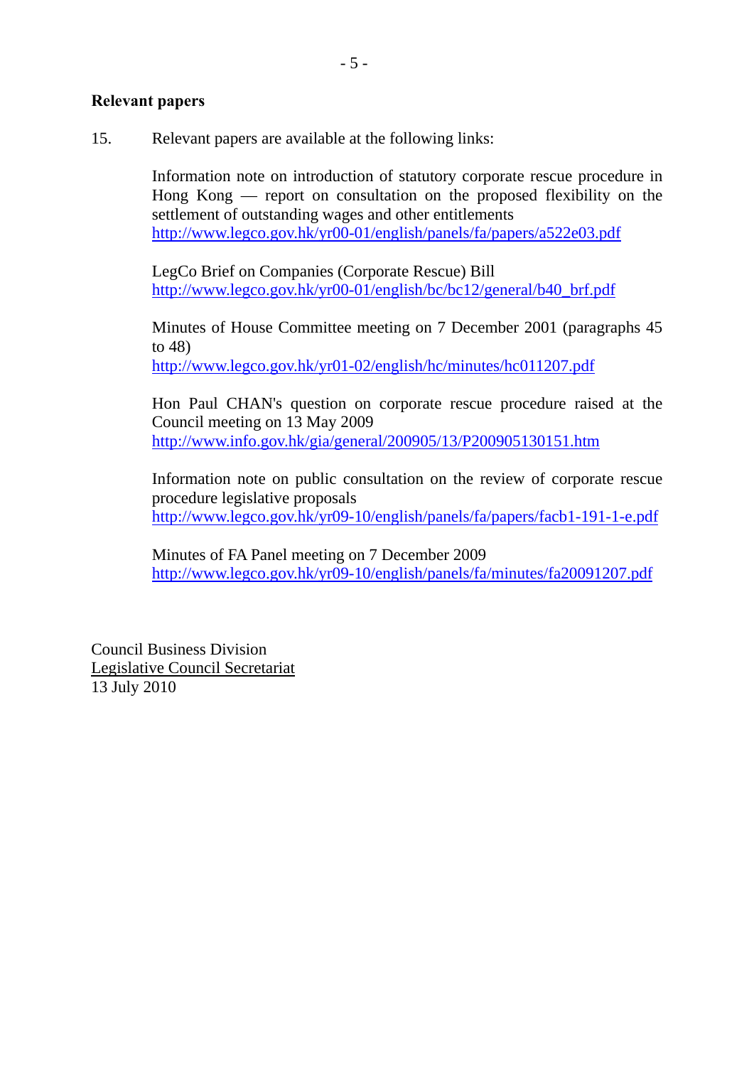**Relevant papers**

15. Relevant papers are available at the following links:

Information note on introduction of statutory corporate rescue procedure in Hong Kong — report on consultation on the proposed flexibility on the settlement of outstanding wages and other entitlements
http://www.legco.gov.hk/yr00-01/english/panels/fa/papers/a522e03.pdf

LegCo Brief on Companies (Corporate Rescue) Bill
http://www.legco.gov.hk/yr00-01/english/bc/bc12/general/b40_brf.pdf

Minutes of House Committee meeting on 7 December 2001 (paragraphs 45 to 48)
http://www.legco.gov.hk/yr01-02/english/hc/minutes/hc011207.pdf

Hon Paul CHAN's question on corporate rescue procedure raised at the Council meeting on 13 May 2009
http://www.info.gov.hk/gia/general/200905/13/P200905130151.htm

Information note on public consultation on the review of corporate rescue procedure legislative proposals
http://www.legco.gov.hk/yr09-10/english/panels/fa/papers/facb1-191-1-e.pdf

Minutes of FA Panel meeting on 7 December 2009
http://www.legco.gov.hk/yr09-10/english/panels/fa/minutes/fa20091207.pdf

Council Business Division
Legislative Council Secretariat
13 July 2010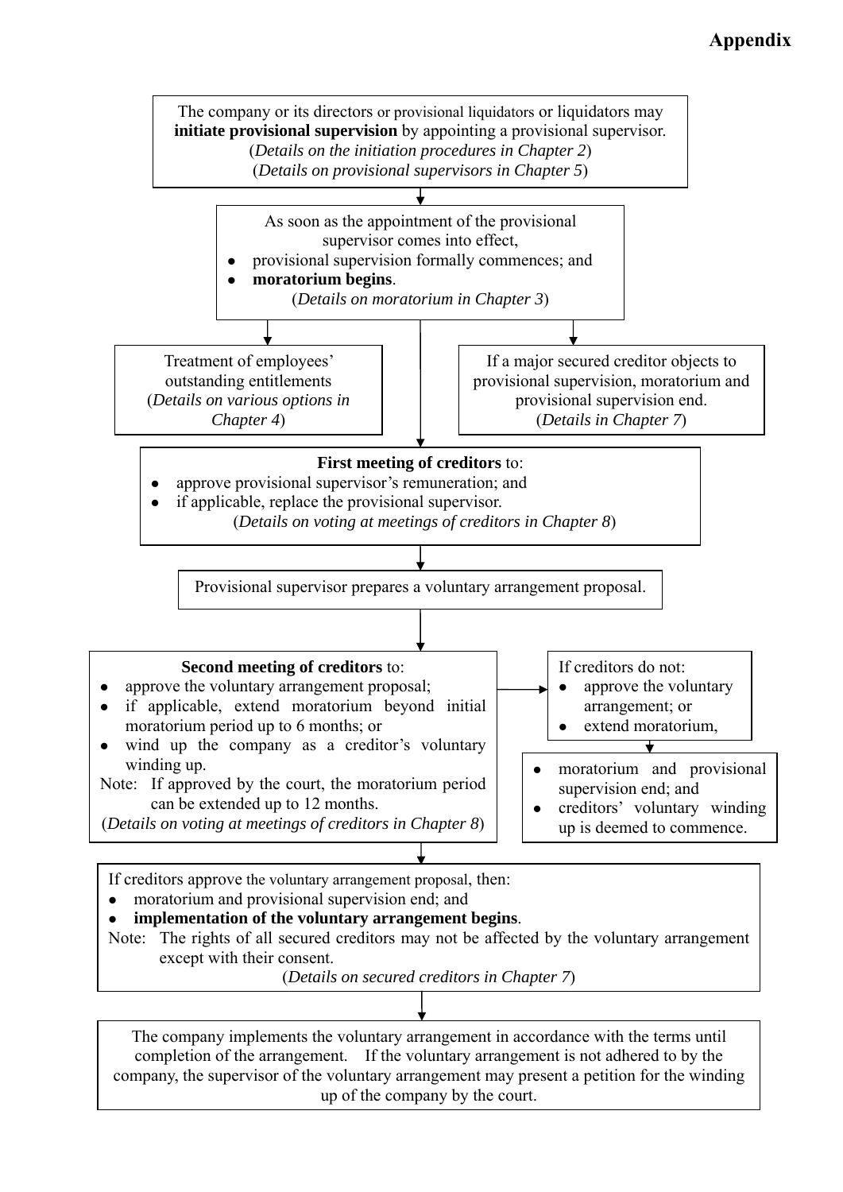## Appendix

The company or its directors or provisional liquidators or liquidators may **initiate provisional supervision** by appointing a provisional supervisor.
(*Details on the initiation procedures in Chapter 2*)
(*Details on provisional supervisors in Chapter 5*)

As soon as the appointment of the provisional supervisor comes into effect,

- provisional supervision formally commences; and
- **moratorium begins**.

(*Details on moratorium in Chapter 3*)

Treatment of employees' outstanding entitlements
(*Details on various options in Chapter 4*)

If a major secured creditor objects to provisional supervision, moratorium and provisional supervision end.
(*Details in Chapter 7*)

**First meeting of creditors** to:

- approve provisional supervisor's remuneration; and
- if applicable, replace the provisional supervisor.

(*Details on voting at meetings of creditors in Chapter 8*)

Provisional supervisor prepares a voluntary arrangement proposal.

**Second meeting of creditors** to:

- approve the voluntary arrangement proposal;
- if applicable, extend moratorium beyond initial moratorium period up to 6 months; or
- wind up the company as a creditor's voluntary winding up.

Note: If approved by the court, the moratorium period can be extended up to 12 months.
(*Details on voting at meetings of creditors in Chapter 8*)

If creditors do not:

- approve the voluntary arrangement; or
- extend moratorium,

- moratorium and provisional supervision end; and
- creditors' voluntary winding up is deemed to commence.

If creditors approve the voluntary arrangement proposal, then:

- moratorium and provisional supervision end; and
- **implementation of the voluntary arrangement begins**.

Note: The rights of all secured creditors may not be affected by the voluntary arrangement except with their consent.
(*Details on secured creditors in Chapter 7*)

The company implements the voluntary arrangement in accordance with the terms until completion of the arrangement. If the voluntary arrangement is not adhered to by the company, the supervisor of the voluntary arrangement may present a petition for the winding up of the company by the court.